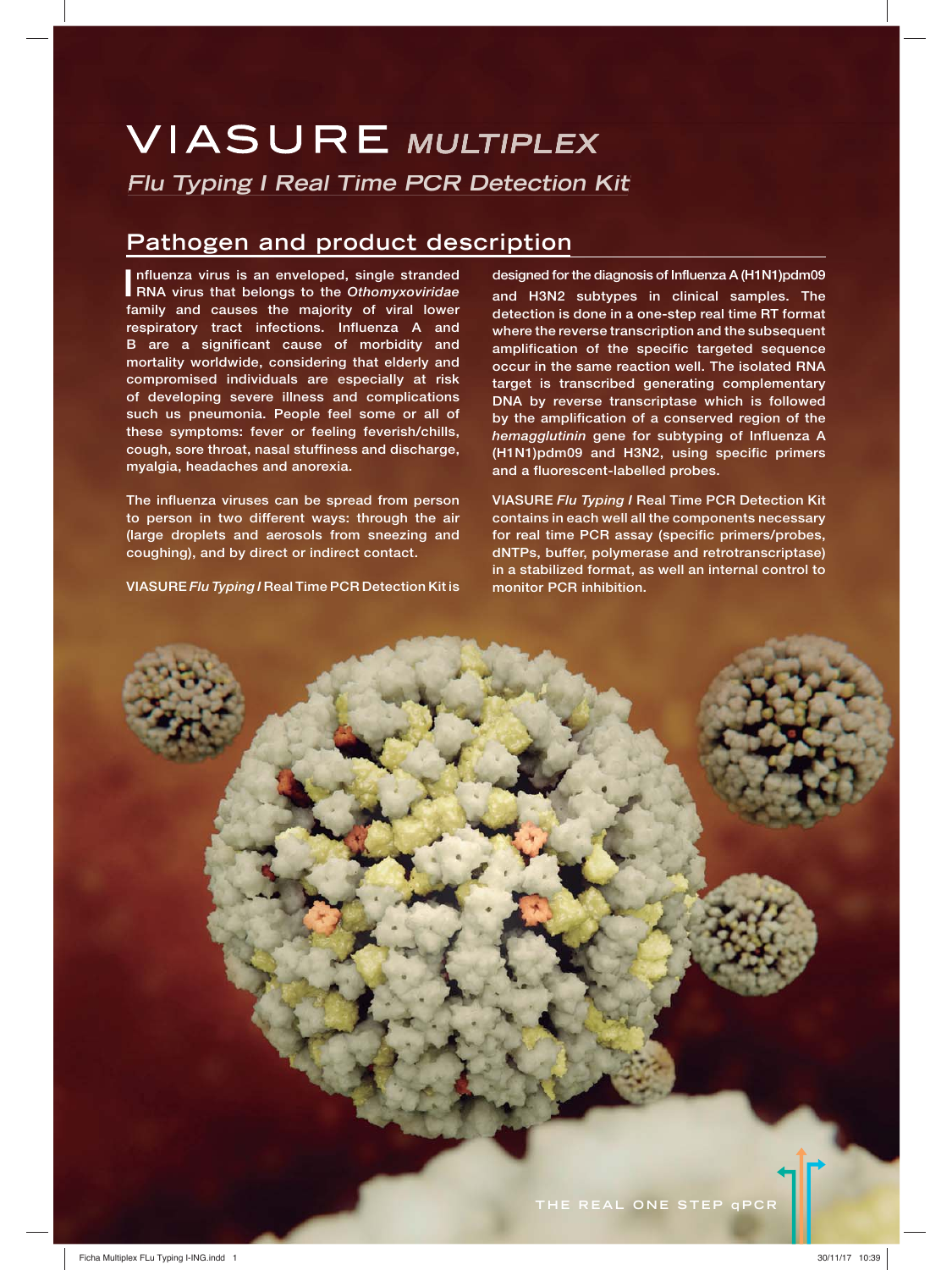# VIASURE *MULTIPLEX*

*Flu Typing I Real Time PCR Detection Kit*

## Pathogen and product description

Influenza virus is an enveloped, single stranded RNA virus that belongs to the *Othomyxoviridae* family and causes the majority of viral lower respiratory tract infections. Influenza A and B are a significant cause of morbidity and mortality worldwide, considering that elderly and compromised individuals are especially at risk of developing severe illness and complications such us pneumonia. People feel some or all of these symptoms: fever or feeling feverish/chills, cough, sore throat, nasal stuffiness and discharge, myalgia, headaches and anorexia.

The influenza viruses can be spread from person to person in two different ways: through the air (large droplets and aerosols from sneezing and coughing), and by direct or indirect contact.

VIASURE *Flu Typing I* Real Time PCR Detection Kit is designed for the diagnosis of Influenza A (H1N1)pdm09 and H3N2 subtypes in clinical samples. The detection is done in a one-step real time RT format where the reverse transcription and the subsequent amplification of the specific targeted sequence occur in the same reaction well. The isolated RNA target is transcribed generating complementary DNA by reverse transcriptase which is followed by the amplification of a conserved region of the *hemagglutinin* gene for subtyping of Influenza A (H1N1)pdm09 and H3N2, using specific primers and a fluorescent-labelled probes.

VIASURE *Flu Typing I* Real Time PCR Detection Kit contains in each well all the components necessary for real time PCR assay (specific primers/probes, dNTPs, buffer, polymerase and retrotranscriptase) in a stabilized format, as well an internal control to monitor PCR inhibition.

THE REAL ONE STEP qPCR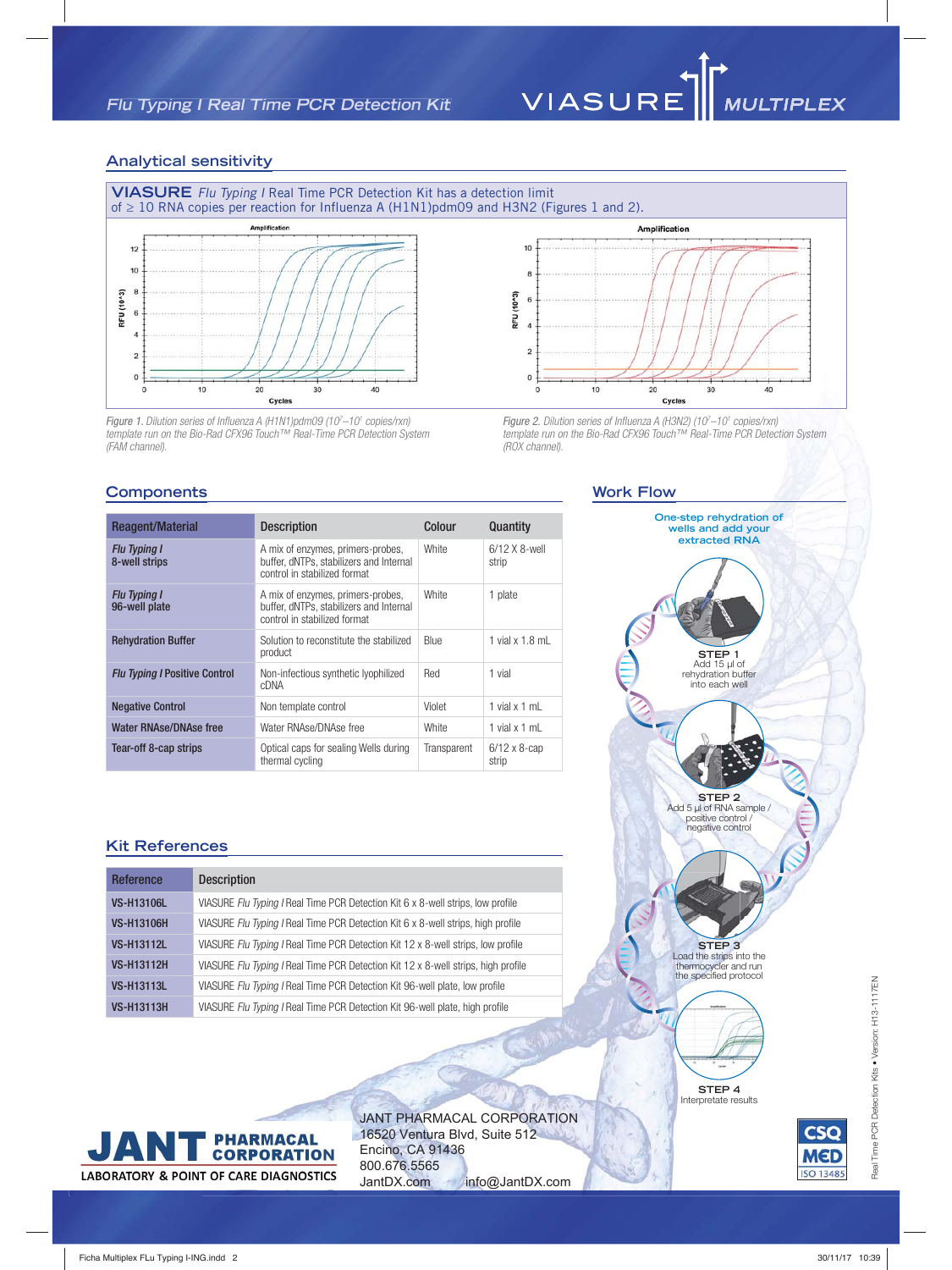## Analytical sensitivity

**VIASURE** *Flu Typing I* Real Time PCR Detection Kit has a detection limit of ≥ 10 RNA copies per reaction for Influenza A (H1N1)pdm09 and H3N2 (Figures 1 and 2).

Amplification

RFU (10^3)

Cycles

*Figure 1. Dilution series of Influenza A (H1N1)pdm09 ($10^7$–$10^1$ copies/rxn) template run on the Bio-Rad CFX96 Touch™ Real-Time PCR Detection System (FAM channel).*

Amplification

RFU (10^3)

Cycles

*Figure 2. Dilution series of Influenza A (H3N2) ($10^7$–$10^1$ copies/rxn) template run on the Bio-Rad CFX96 Touch™ Real-Time PCR Detection System (ROX channel).*

## Components

| Reagent/Material | Description | Colour | Quantity |
|---|---|---|---|
| ***Flu Typing I* 8-well strips** | A mix of enzymes, primers-probes, buffer, dNTPs, stabilizers and Internal control in stabilized format | White | 6/12 X 8-well strip |
| ***Flu Typing I* 96-well plate** | A mix of enzymes, primers-probes, buffer, dNTPs, stabilizers and Internal control in stabilized format | White | 1 plate |
| **Rehydration Buffer** | Solution to reconstitute the stabilized product | Blue | 1 vial x 1.8 mL |
| ***Flu Typing I* Positive Control** | Non-infectious synthetic lyophilized cDNA | Red | 1 vial |
| **Negative Control** | Non template control | Violet | 1 vial x 1 mL |
| **Water RNAse/DNAse free** | Water RNAse/DNAse free | White | 1 vial x 1 mL |
| **Tear-off 8-cap strips** | Optical caps for sealing Wells during thermal cycling | Transparent | 6/12 x 8-cap strip |

## Kit References

| Reference | Description |
|---|---|
| **VS-H13106L** | VIASURE *Flu Typing I* Real Time PCR Detection Kit 6 x 8-well strips, low profile |
| **VS-H13106H** | VIASURE *Flu Typing I* Real Time PCR Detection Kit 6 x 8-well strips, high profile |
| **VS-H13112L** | VIASURE *Flu Typing I* Real Time PCR Detection Kit 12 x 8-well strips, low profile |
| **VS-H13112H** | VIASURE *Flu Typing I* Real Time PCR Detection Kit 12 x 8-well strips, high profile |
| **VS-H13113L** | VIASURE *Flu Typing I* Real Time PCR Detection Kit 96-well plate, low profile |
| **VS-H13113H** | VIASURE *Flu Typing I* Real Time PCR Detection Kit 96-well plate, high profile |

## Work Flow

One-step rehydration of wells and add your extracted RNA

**STEP 1**
Add 15 µl of rehydration buffer into each well

**STEP 2**
Add 5 µl of RNA sample / positive control / negative control

**STEP 3**
Load the strips into the thermocycler and run the specified protocol

**STEP 4**
Interpretate results

JANT PHARMACAL CORPORATION
LABORATORY & POINT OF CARE DIAGNOSTICS

JANT PHARMACAL CORPORATION
16520 Ventura Blvd, Suite 512
Encino, CA 91436
800.676.5565
JantDX.com info@JantDX.com

CSQ MED ISO 13485

Real Time PCR Detection Kits • Version: H13-1117EN